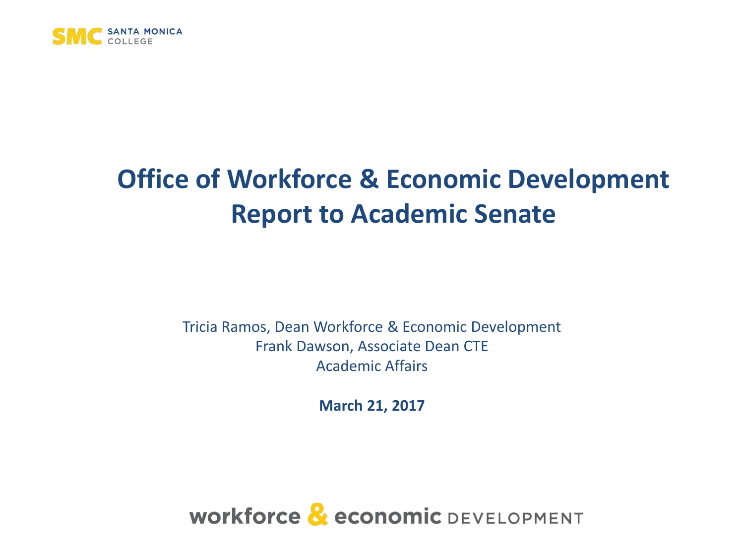SMC SANTA MONICA COLLEGE

# Office of Workforce & Economic Development Report to Academic Senate

Tricia Ramos, Dean Workforce & Economic Development
Frank Dawson, Associate Dean CTE
Academic Affairs

**March 21, 2017**

workforce & economic DEVELOPMENT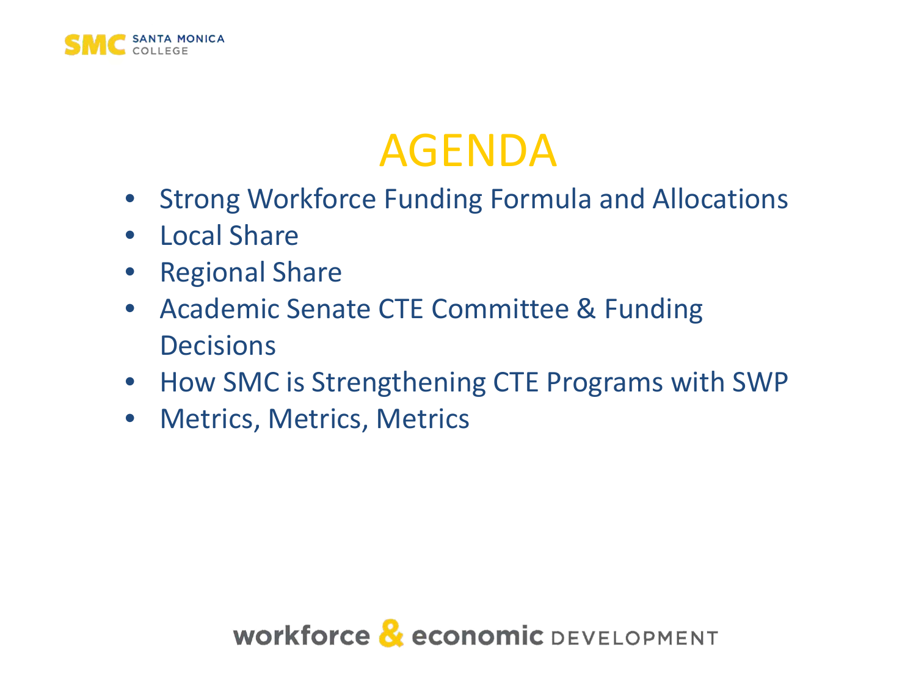# AGENDA

- Strong Workforce Funding Formula and Allocations
- Local Share
- Regional Share
- Academic Senate CTE Committee & Funding Decisions
- How SMC is Strengthening CTE Programs with SWP
- Metrics, Metrics, Metrics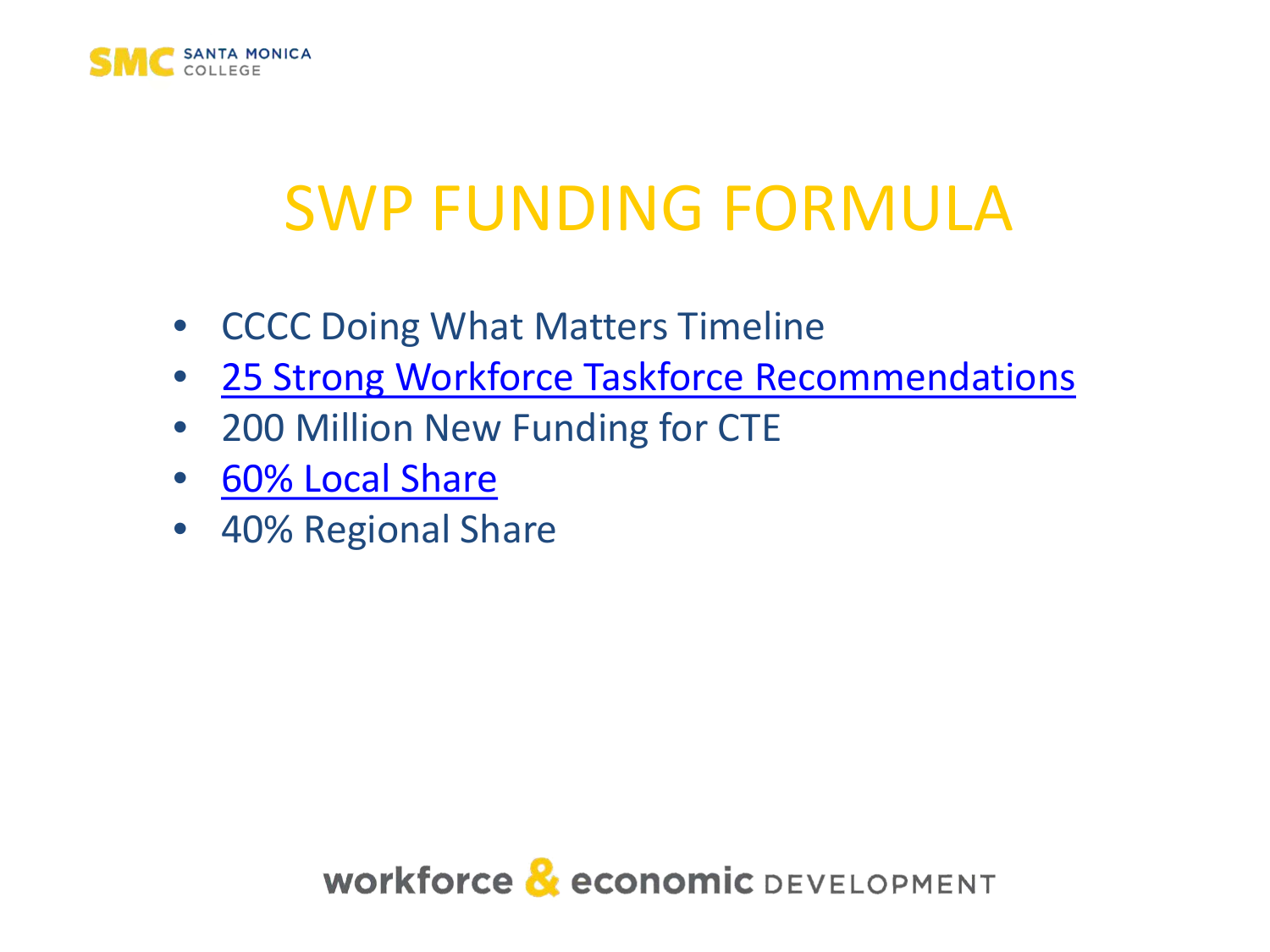# SWP FUNDING FORMULA

- CCCC Doing What Matters Timeline
- 25 Strong Workforce Taskforce Recommendations
- 200 Million New Funding for CTE
- 60% Local Share
- 40% Regional Share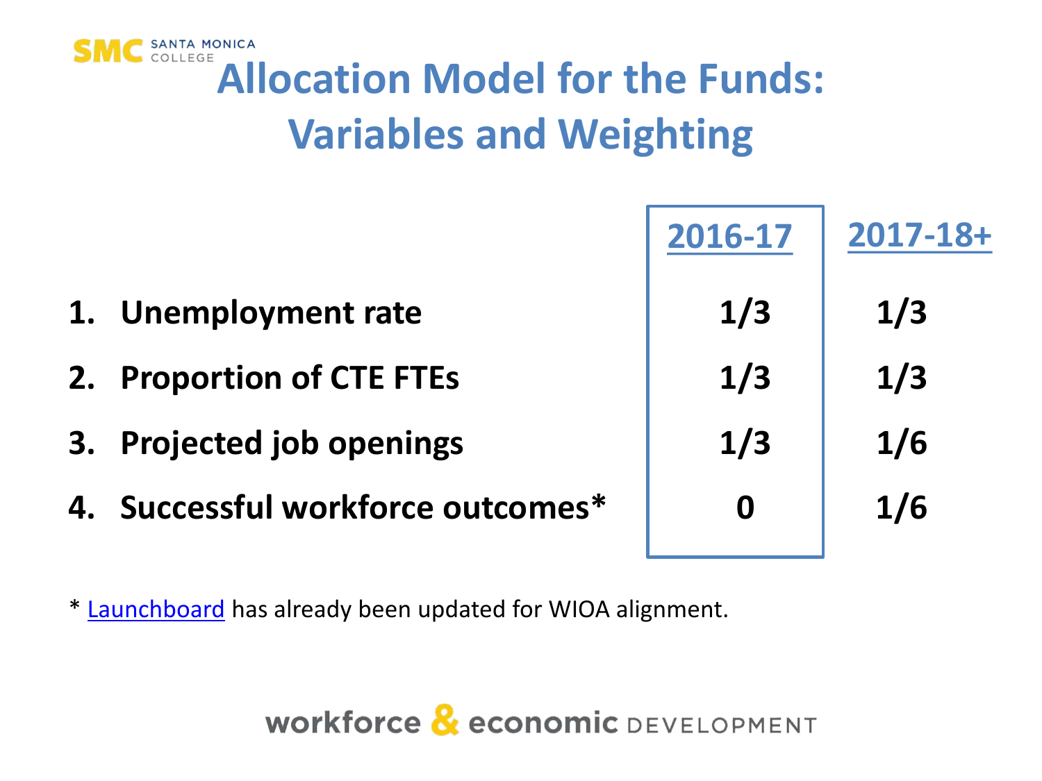# Allocation Model for the Funds: Variables and Weighting

| | 2016-17 | 2017-18+ |
|---|---|---|
| 1. Unemployment rate | 1/3 | 1/3 |
| 2. Proportion of CTE FTEs | 1/3 | 1/3 |
| 3. Projected job openings | 1/3 | 1/6 |
| 4. Successful workforce outcomes* | 0 | 1/6 |

* Launchboard has already been updated for WIOA alignment.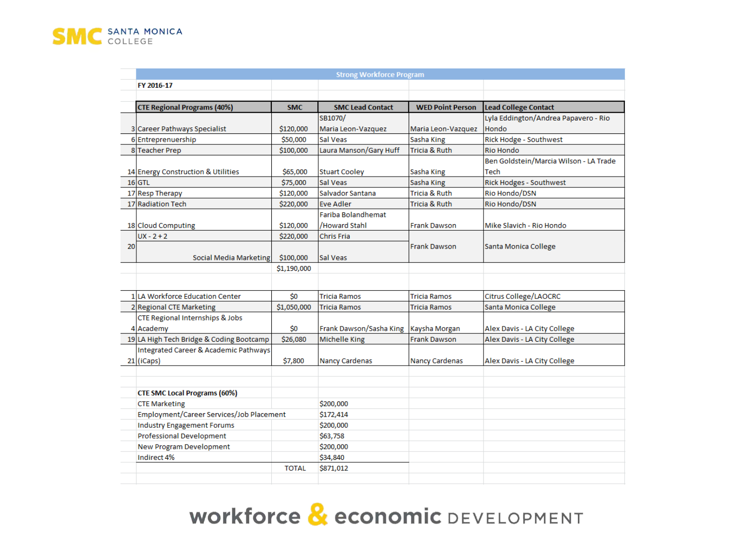# Strong Workforce Program

**FY 2016-17**

| # | CTE Regional Programs (40%) | SMC | SMC Lead Contact | WED Point Person | Lead College Contact |
|---|---|---|---|---|---|
| 3 | Career Pathways Specialist | $120,000 | SB1070/ Maria Leon-Vazquez | Maria Leon-Vazquez | Lyla Eddington/Andrea Papavero - Rio Hondo |
| 6 | Entrepreneurship | $50,000 | Sal Veas | Sasha King | Rick Hodge - Southwest |
| 8 | Teacher Prep | $100,000 | Laura Manson/Gary Huff | Tricia & Ruth | Rio Hondo |
| 14 | Energy Construction & Utilities | $65,000 | Stuart Cooley | Sasha King | Ben Goldstein/Marcia Wilson - LA Trade Tech |
| 16 | GTL | $75,000 | Sal Veas | Sasha King | Rick Hodges - Southwest |
| 17 | Resp Therapy | $120,000 | Salvador Santana | Tricia & Ruth | Rio Hondo/DSN |
| 17 | Radiation Tech | $220,000 | Eve Adler | Tricia & Ruth | Rio Hondo/DSN |
| 18 | Cloud Computing | $120,000 | Fariba Bolandhemat /Howard Stahl | Frank Dawson | Mike Slavich - Rio Hondo |
| 20 | UX - 2 + 2 | $220,000 | Chris Fria | Frank Dawson | Santa Monica College |
| | Social Media Marketing | $100,000 | Sal Veas | | |
| | | $1,190,000 | | | |
| | | | | | |
| 1 | LA Workforce Education Center | $0 | Tricia Ramos | Tricia Ramos | Citrus College/LAOCRC |
| 2 | Regional CTE Marketing | $1,050,000 | Tricia Ramos | Tricia Ramos | Santa Monica College |
| 4 | CTE Regional Internships & Jobs Academy | $0 | Frank Dawson/Sasha King | Kaysha Morgan | Alex Davis - LA City College |
| 19 | LA High Tech Bridge & Coding Bootcamp | $26,080 | Michelle King | Frank Dawson | Alex Davis - LA City College |
| 21 | Integrated Career & Academic Pathways (iCaps) | $7,800 | Nancy Cardenas | Nancy Cardenas | Alex Davis - LA City College |

| CTE SMC Local Programs (60%) | |
|---|---|
| CTE Marketing | $200,000 |
| Employment/Career Services/Job Placement | $172,414 |
| Industry Engagement Forums | $200,000 |
| Professional Development | $63,758 |
| New Program Development | $200,000 |
| Indirect 4% | $34,840 |
| TOTAL | $871,012 |

workforce & economic DEVELOPMENT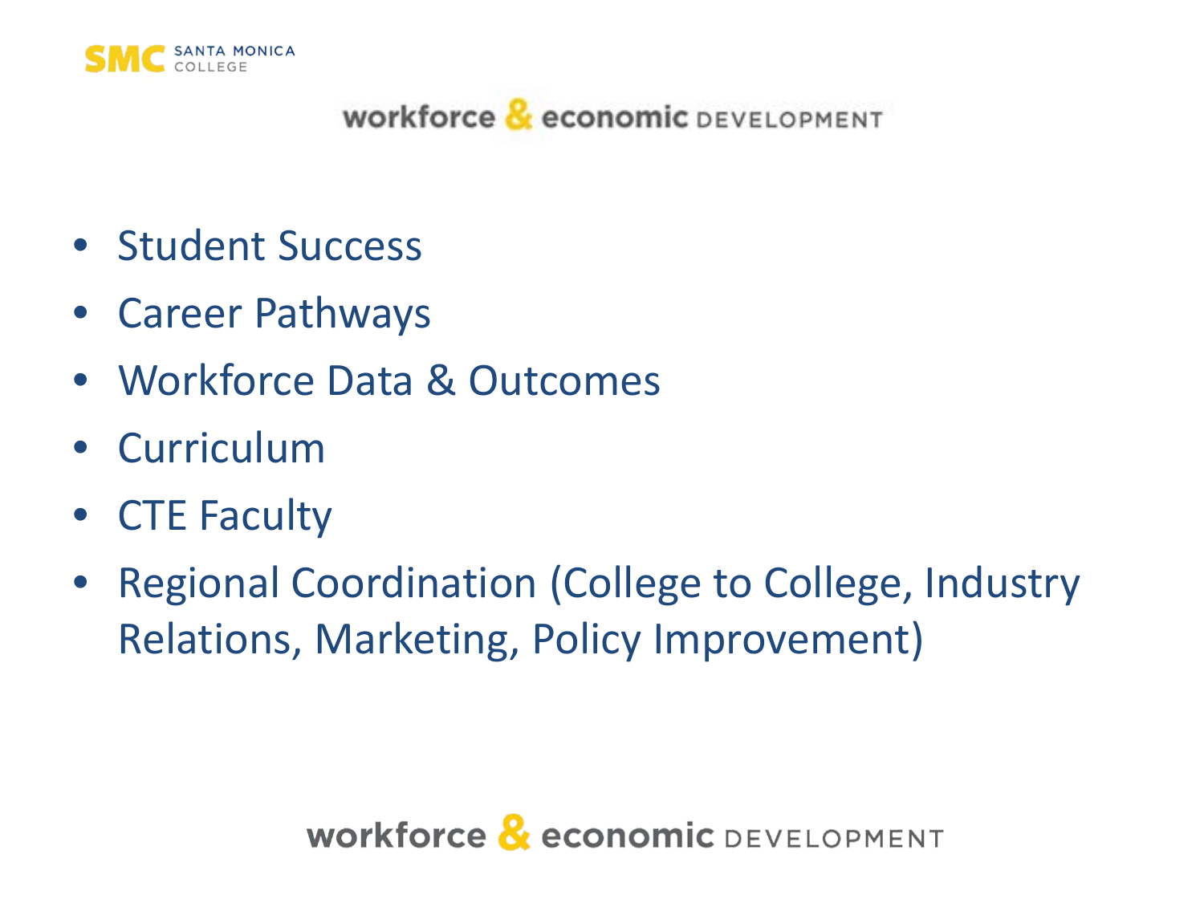# workforce & economic DEVELOPMENT

- Student Success
- Career Pathways
- Workforce Data & Outcomes
- Curriculum
- CTE Faculty
- Regional Coordination (College to College, Industry Relations, Marketing, Policy Improvement)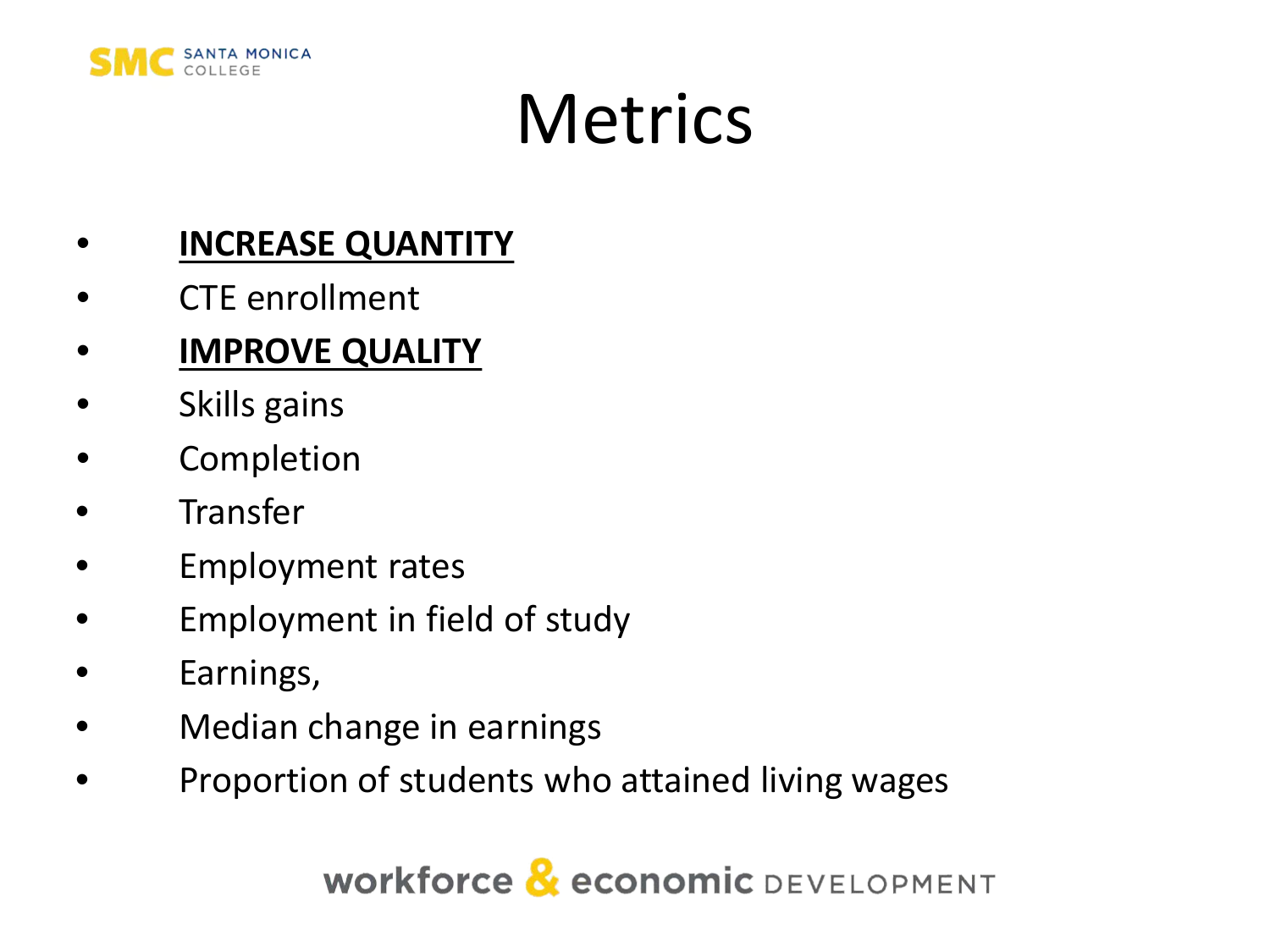# Metrics

- **INCREASE QUANTITY**
- CTE enrollment
- **IMPROVE QUALITY**
- Skills gains
- Completion
- Transfer
- Employment rates
- Employment in field of study
- Earnings,
- Median change in earnings
- Proportion of students who attained living wages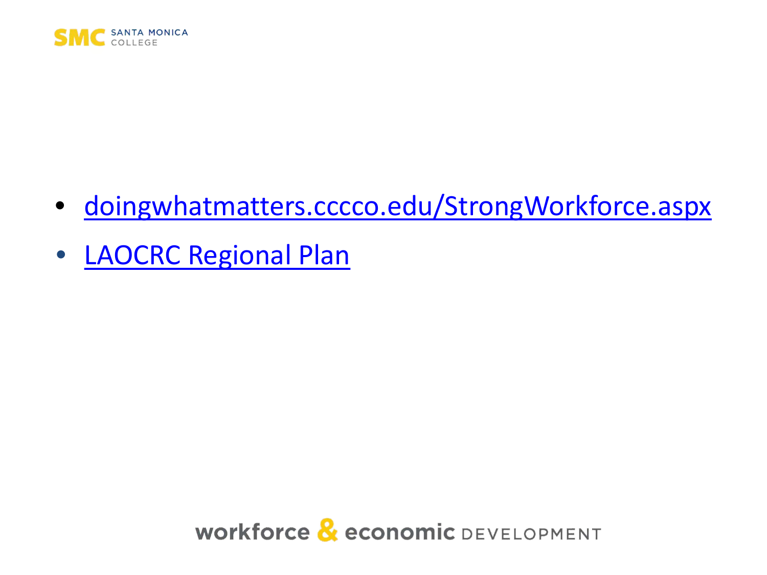- doingwhatmatters.cccco.edu/StrongWorkforce.aspx
- LAOCRC Regional Plan